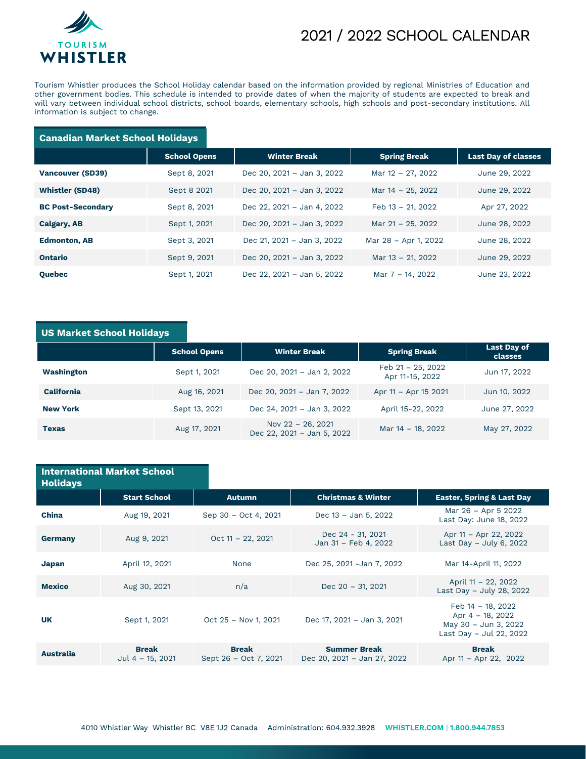# 2021 / 2022 SCHOOL CALENDAR

Tourism Whistler produces the School Holiday calendar based on the information provided by regional Ministries of Education and other government bodies. This schedule is intended to provide dates of when the majority of students are expected to break and will vary between individual school districts, school boards, elementary schools, high schools and post-secondary institutions. All information is subject to change.

## Canadian Market School Holidays

| | School Opens | Winter Break | Spring Break | Last Day of classes |
|---|---|---|---|---|
| **Vancouver (SD39)** | Sept 8, 2021 | Dec 20, 2021 – Jan 3, 2022 | Mar 12 – 27, 2022 | June 29, 2022 |
| **Whistler (SD48)** | Sept 8 2021 | Dec 20, 2021 – Jan 3, 2022 | Mar 14 – 25, 2022 | June 29, 2022 |
| **BC Post-Secondary** | Sept 8, 2021 | Dec 22, 2021 – Jan 4, 2022 | Feb 13 – 21, 2022 | Apr 27, 2022 |
| **Calgary, AB** | Sept 1, 2021 | Dec 20, 2021 – Jan 3, 2022 | Mar 21 – 25, 2022 | June 28, 2022 |
| **Edmonton, AB** | Sept 3, 2021 | Dec 21, 2021 – Jan 3, 2022 | Mar 28 – Apr 1, 2022 | June 28, 2022 |
| **Ontario** | Sept 9, 2021 | Dec 20, 2021 – Jan 3, 2022 | Mar 13 – 21, 2022 | June 29, 2022 |
| **Quebec** | Sept 1, 2021 | Dec 22, 2021 – Jan 5, 2022 | Mar 7 – 14, 2022 | June 23, 2022 |

## US Market School Holidays

| | School Opens | Winter Break | Spring Break | Last Day of classes |
|---|---|---|---|---|
| **Washington** | Sept 1, 2021 | Dec 20, 2021 – Jan 2, 2022 | Feb 21 – 25, 2022<br>Apr 11-15, 2022 | Jun 17, 2022 |
| **California** | Aug 16, 2021 | Dec 20, 2021 – Jan 7, 2022 | Apr 11 – Apr 15 2021 | Jun 10, 2022 |
| **New York** | Sept 13, 2021 | Dec 24, 2021 – Jan 3, 2022 | April 15-22, 2022 | June 27, 2022 |
| **Texas** | Aug 17, 2021 | Nov 22 – 26, 2021<br>Dec 22, 2021 – Jan 5, 2022 | Mar 14 – 18, 2022 | May 27, 2022 |

## International Market School Holidays

| | Start School | Autumn | Christmas & Winter | Easter, Spring & Last Day |
|---|---|---|---|---|
| **China** | Aug 19, 2021 | Sep 30 – Oct 4, 2021 | Dec 13 – Jan 5, 2022 | Mar 26 – Apr 5 2022<br>Last Day: June 18, 2022 |
| **Germany** | Aug 9, 2021 | Oct 11 – 22, 2021 | Dec 24 - 31, 2021<br>Jan 31 – Feb 4, 2022 | Apr 11 – Apr 22, 2022<br>Last Day – July 6, 2022 |
| **Japan** | April 12, 2021 | None | Dec 25, 2021 -Jan 7, 2022 | Mar 14-April 11, 2022 |
| **Mexico** | Aug 30, 2021 | n/a | Dec 20 – 31, 2021 | April 11 – 22, 2022<br>Last Day – July 28, 2022 |
| **UK** | Sept 1, 2021 | Oct 25 – Nov 1, 2021 | Dec 17, 2021 – Jan 3, 2021 | Feb 14 – 18, 2022<br>Apr 4 – 18, 2022<br>May 30 – Jun 3, 2022<br>Last Day – Jul 22, 2022 |
| **Australia** | **Break**<br>Jul 4 – 15, 2021 | **Break**<br>Sept 26 – Oct 7, 2021 | **Summer Break**<br>Dec 20, 2021 – Jan 27, 2022 | **Break**<br>Apr 11 – Apr 22, 2022 |

4010 Whistler Way Whistler BC V8E 1J2 Canada Administration: 604.932.3928 **WHISTLER.COM | 1.800.944.7853**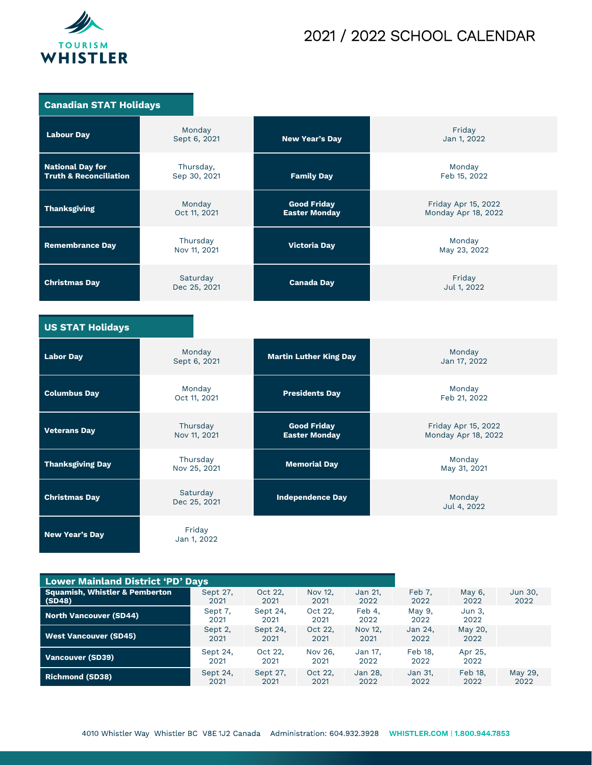TOURISM WHISTLER

# 2021 / 2022 SCHOOL CALENDAR

## Canadian STAT Holidays

| | | | |
|---|---|---|---|
| **Labour Day** | Monday Sept 6, 2021 | **New Year's Day** | Friday Jan 1, 2022 |
| **National Day for Truth & Reconciliation** | Thursday, Sep 30, 2021 | **Family Day** | Monday Feb 15, 2022 |
| **Thanksgiving** | Monday Oct 11, 2021 | **Good Friday Easter Monday** | Friday Apr 15, 2022 Monday Apr 18, 2022 |
| **Remembrance Day** | Thursday Nov 11, 2021 | **Victoria Day** | Monday May 23, 2022 |
| **Christmas Day** | Saturday Dec 25, 2021 | **Canada Day** | Friday Jul 1, 2022 |

## US STAT Holidays

| | | | |
|---|---|---|---|
| **Labor Day** | Monday Sept 6, 2021 | **Martin Luther King Day** | Monday Jan 17, 2022 |
| **Columbus Day** | Monday Oct 11, 2021 | **Presidents Day** | Monday Feb 21, 2022 |
| **Veterans Day** | Thursday Nov 11, 2021 | **Good Friday Easter Monday** | Friday Apr 15, 2022 Monday Apr 18, 2022 |
| **Thanksgiving Day** | Thursday Nov 25, 2021 | **Memorial Day** | Monday May 31, 2021 |
| **Christmas Day** | Saturday Dec 25, 2021 | **Independence Day** | Monday Jul 4, 2022 |
| **New Year's Day** | Friday Jan 1, 2022 | | |

## Lower Mainland District 'PD' Days

| | | | | | | | |
|---|---|---|---|---|---|---|---|
| **Squamish, Whistler & Pemberton (SD48)** | Sept 27, 2021 | Oct 22, 2021 | Nov 12, 2021 | Jan 21, 2022 | Feb 7, 2022 | May 6, 2022 | Jun 30, 2022 |
| **North Vancouver (SD44)** | Sept 7, 2021 | Sept 24, 2021 | Oct 22, 2021 | Feb 4, 2022 | May 9, 2022 | Jun 3, 2022 | |
| **West Vancouver (SD45)** | Sept 2, 2021 | Sept 24, 2021 | Oct 22, 2021 | Nov 12, 2021 | Jan 24, 2022 | May 20, 2022 | |
| **Vancouver (SD39)** | Sept 24, 2021 | Oct 22, 2021 | Nov 26, 2021 | Jan 17, 2022 | Feb 18, 2022 | Apr 25, 2022 | |
| **Richmond (SD38)** | Sept 24, 2021 | Sept 27, 2021 | Oct 22, 2021 | Jan 28, 2022 | Jan 31, 2022 | Feb 18, 2022 | May 29, 2022 |

4010 Whistler Way Whistler BC V8E 1J2 Canada Administration: 604.932.3928 **WHISTLER.COM | 1.800.944.7853**